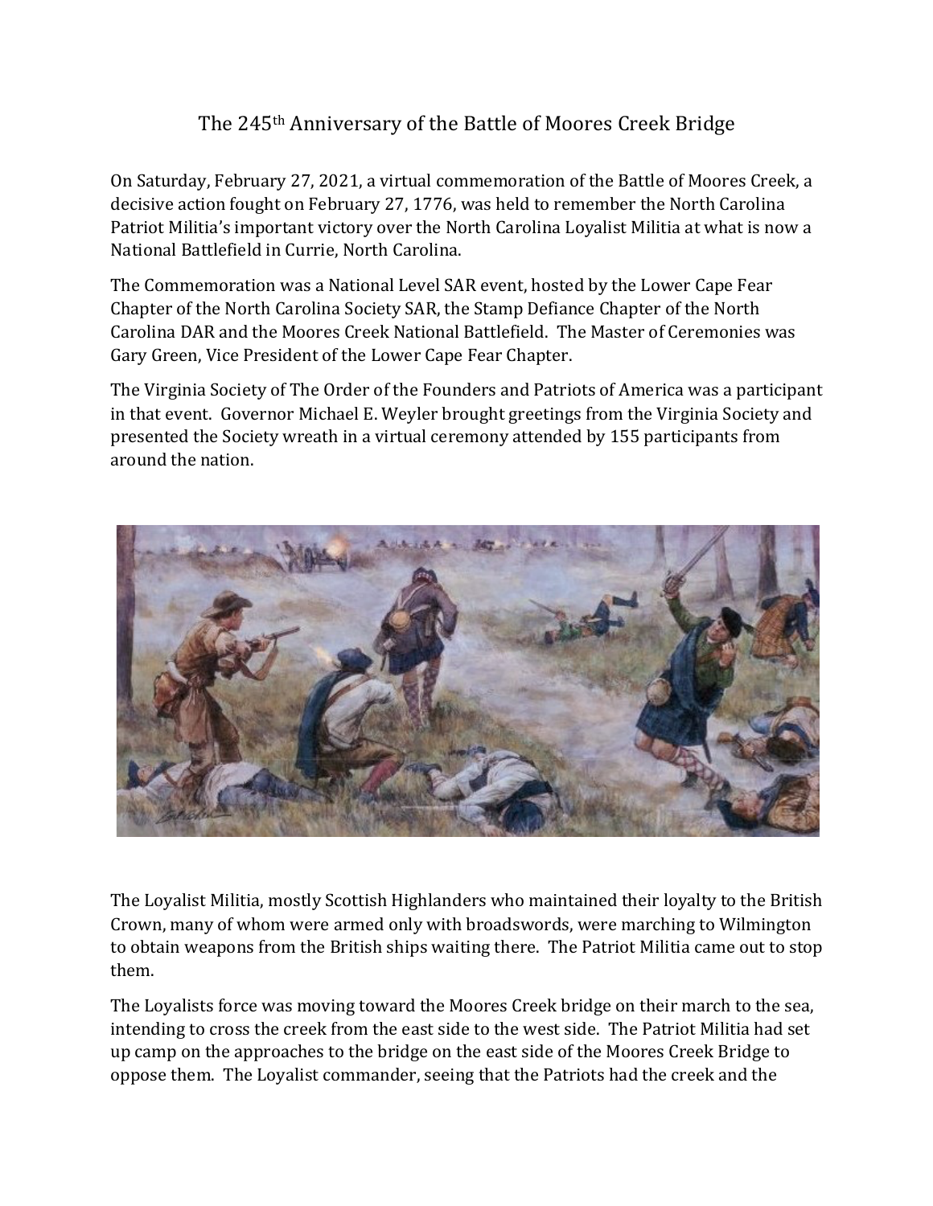# The 245th Anniversary of the Battle of Moores Creek Bridge

On Saturday, February 27, 2021, a virtual commemoration of the Battle of Moores Creek, a decisive action fought on February 27, 1776, was held to remember the North Carolina Patriot Militia's important victory over the North Carolina Loyalist Militia at what is now a National Battlefield in Currie, North Carolina.

The Commemoration was a National Level SAR event, hosted by the Lower Cape Fear Chapter of the North Carolina Society SAR, the Stamp Defiance Chapter of the North Carolina DAR and the Moores Creek National Battlefield. The Master of Ceremonies was Gary Green, Vice President of the Lower Cape Fear Chapter.

The Virginia Society of The Order of the Founders and Patriots of America was a participant in that event. Governor Michael E. Weyler brought greetings from the Virginia Society and presented the Society wreath in a virtual ceremony attended by 155 participants from around the nation.

The Loyalist Militia, mostly Scottish Highlanders who maintained their loyalty to the British Crown, many of whom were armed only with broadswords, were marching to Wilmington to obtain weapons from the British ships waiting there. The Patriot Militia came out to stop them.

The Loyalists force was moving toward the Moores Creek bridge on their march to the sea, intending to cross the creek from the east side to the west side. The Patriot Militia had set up camp on the approaches to the bridge on the east side of the Moores Creek Bridge to oppose them. The Loyalist commander, seeing that the Patriots had the creek and the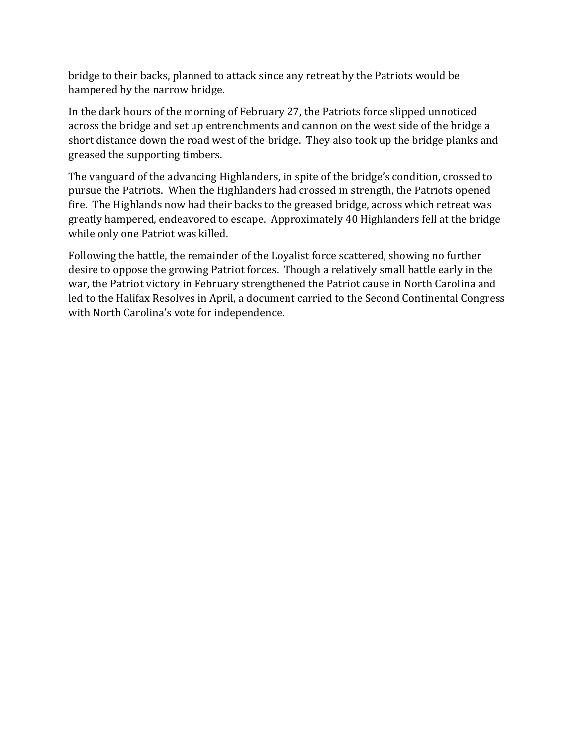bridge to their backs, planned to attack since any retreat by the Patriots would be hampered by the narrow bridge.

In the dark hours of the morning of February 27, the Patriots force slipped unnoticed across the bridge and set up entrenchments and cannon on the west side of the bridge a short distance down the road west of the bridge. They also took up the bridge planks and greased the supporting timbers.

The vanguard of the advancing Highlanders, in spite of the bridge's condition, crossed to pursue the Patriots. When the Highlanders had crossed in strength, the Patriots opened fire. The Highlands now had their backs to the greased bridge, across which retreat was greatly hampered, endeavored to escape. Approximately 40 Highlanders fell at the bridge while only one Patriot was killed.

Following the battle, the remainder of the Loyalist force scattered, showing no further desire to oppose the growing Patriot forces. Though a relatively small battle early in the war, the Patriot victory in February strengthened the Patriot cause in North Carolina and led to the Halifax Resolves in April, a document carried to the Second Continental Congress with North Carolina's vote for independence.